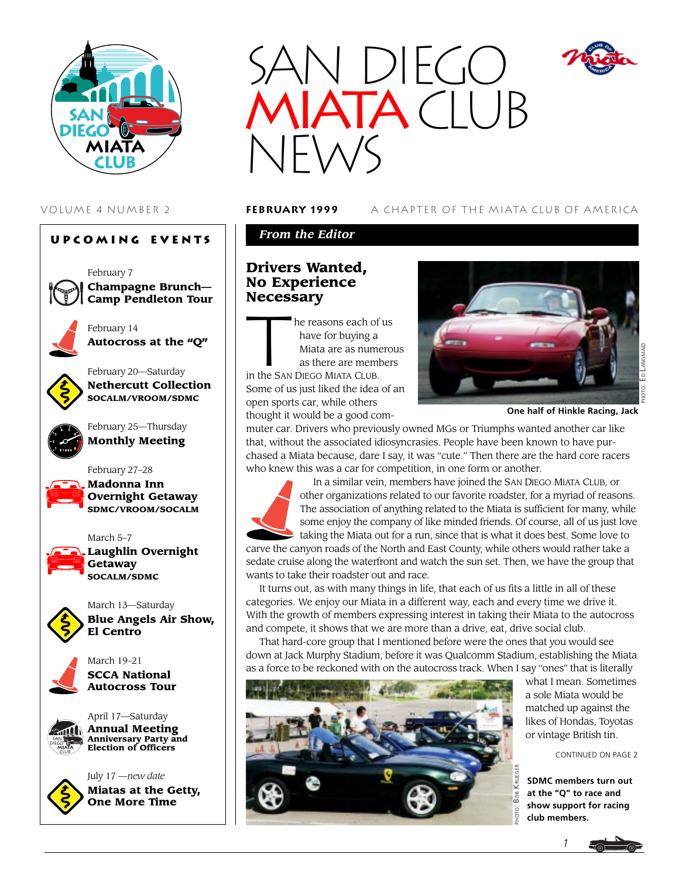# SAN DIEGO MIATA CLUB NEWS

VOLUME 4 NUMBER 2 **FEBRUARY 1999** A CHAPTER OF THE MIATA CLUB OF AMERICA

## UPCOMING EVENTS

February 7
**Champagne Brunch—Camp Pendleton Tour**

February 14
**Autocross at the "Q"**

February 20—Saturday
**Nethercutt Collection**
**SOCALM/VROOM/SDMC**

February 25—Thursday
**Monthly Meeting**

February 27–28
**Madonna Inn Overnight Getaway**
**SDMC/VROOM/SOCALM**

March 5–7
**Laughlin Overnight Getaway**
**SOCALM/SDMC**

March 13—Saturday
**Blue Angels Air Show, El Centro**

March 19–21
**SCCA National Autocross Tour**

April 17—Saturday
**Annual Meeting**
**Anniversary Party and Election of Officers**

July 17 —*new date*
**Miatas at the Getty, One More Time**

## *From the Editor*

## Drivers Wanted, No Experience Necessary

The reasons each of us have for buying a Miata are as numerous as there are members in the SAN DIEGO MIATA CLUB. Some of us just liked the idea of an open sports car, while others thought it would be a good commuter car. Drivers who previously owned MGs or Triumphs wanted another car like that, without the associated idiosyncrasies. People have been known to have purchased a Miata because, dare I say, it was "cute." Then there are the hard core racers who knew this was a car for competition, in one form or another.

PHOTO: ED LANGMAID

**One half of Hinkle Racing, Jack**

In a similar vein, members have joined the SAN DIEGO MIATA CLUB, or other organizations related to our favorite roadster, for a myriad of reasons. The association of anything related to the Miata is sufficient for many, while some enjoy the company of like minded friends. Of course, all of us just love taking the Miata out for a run, since that is what it does best. Some love to carve the canyon roads of the North and East County, while others would rather take a sedate cruise along the waterfront and watch the sun set. Then, we have the group that wants to take their roadster out and race.

It turns out, as with many things in life, that each of us fits a little in all of these categories. We enjoy our Miata in a different way, each and every time we drive it. With the growth of members expressing interest in taking their Miata to the autocross and compete, it shows that we are more than a drive, eat, drive social club.

That hard-core group that I mentioned before were the ones that you would see down at Jack Murphy Stadium, before it was Qualcomm Stadium, establishing the Miata as a force to be reckoned with on the autocross track. When I say "ones" that is literally what I mean. Sometimes a sole Miata would be matched up against the likes of Hondas, Toyotas or vintage British tin.

CONTINUED ON PAGE 2

PHOTO: BOB KRUEGER

**SDMC members turn out at the "Q" to race and show support for racing club members.**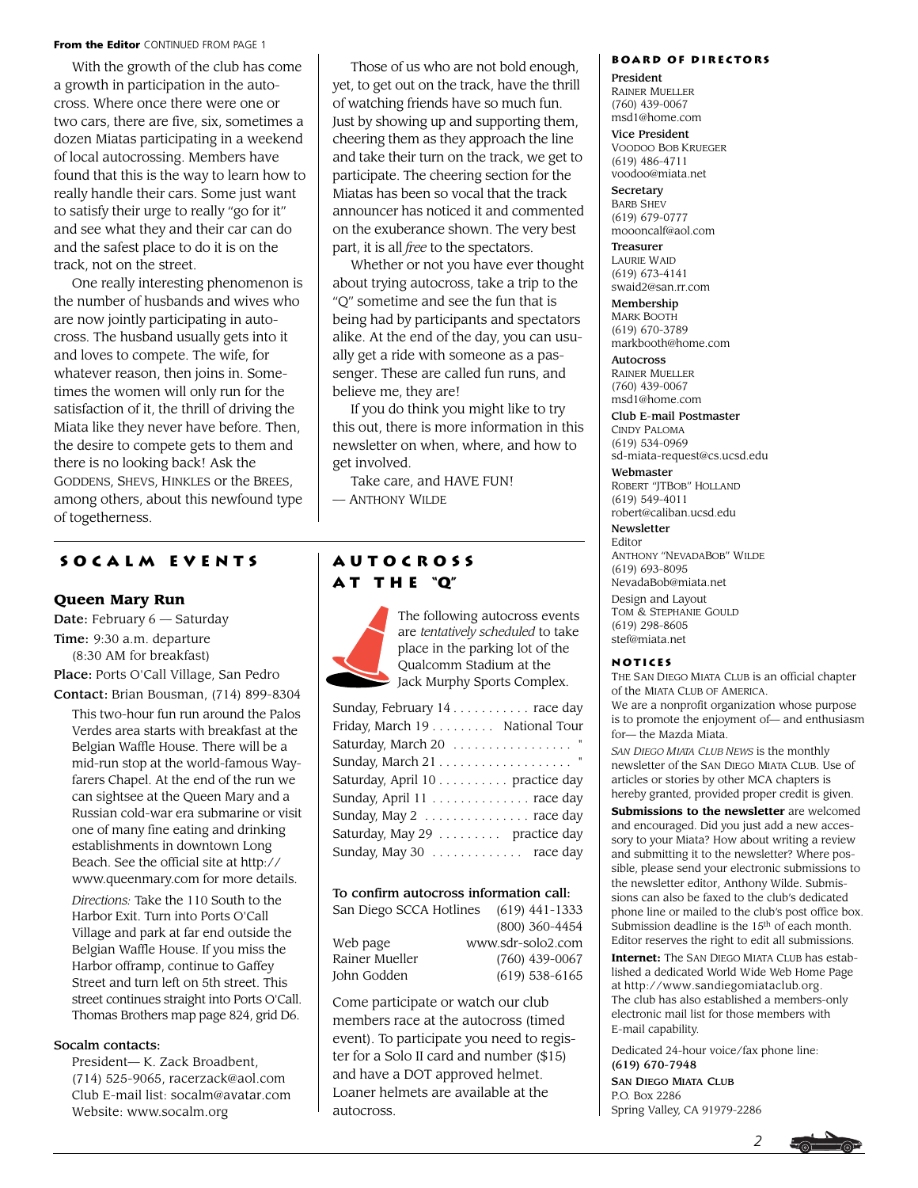**From the Editor** CONTINUED FROM PAGE 1

With the growth of the club has come a growth in participation in the autocross. Where once there were one or two cars, there are five, six, sometimes a dozen Miatas participating in a weekend of local autocrossing. Members have found that this is the way to learn how to really handle their cars. Some just want to satisfy their urge to really "go for it" and see what they and their car can do and the safest place to do it is on the track, not on the street.

One really interesting phenomenon is the number of husbands and wives who are now jointly participating in autocross. The husband usually gets into it and loves to compete. The wife, for whatever reason, then joins in. Sometimes the women will only run for the satisfaction of it, the thrill of driving the Miata like they never have before. Then, the desire to compete gets to them and there is no looking back! Ask the GODDENS, SHEVS, HINKLES or the BREES, among others, about this newfound type of togetherness.

Those of us who are not bold enough, yet, to get out on the track, have the thrill of watching friends have so much fun. Just by showing up and supporting them, cheering them as they approach the line and take their turn on the track, we get to participate. The cheering section for the Miatas has been so vocal that the track announcer has noticed it and commented on the exuberance shown. The very best part, it is all *free* to the spectators.

Whether or not you have ever thought about trying autocross, take a trip to the "Q" sometime and see the fun that is being had by participants and spectators alike. At the end of the day, you can usually get a ride with someone as a passenger. These are called fun runs, and believe me, they are!

If you do think you might like to try this out, there is more information in this newsletter on when, where, and how to get involved.

Take care, and HAVE FUN!
— ANTHONY WILDE

## SOCALM EVENTS

### Queen Mary Run

**Date:** February 6 — Saturday
**Time:** 9:30 a.m. departure
(8:30 AM for breakfast)
**Place:** Ports O'Call Village, San Pedro
**Contact:** Brian Bousman, (714) 899-8304

This two-hour fun run around the Palos Verdes area starts with breakfast at the Belgian Waffle House. There will be a mid-run stop at the world-famous Wayfarers Chapel. At the end of the run we can sightsee at the Queen Mary and a Russian cold-war era submarine or visit one of many fine eating and drinking establishments in downtown Long Beach. See the official site at http://www.queenmary.com for more details.

*Directions:* Take the 110 South to the Harbor Exit. Turn into Ports O'Call Village and park at far end outside the Belgian Waffle House. If you miss the Harbor offramp, continue to Gaffey Street and turn left on 5th street. This street continues straight into Ports O'Call. Thomas Brothers map page 824, grid D6.

**Socalm contacts:**
President— K. Zack Broadbent, (714) 525-9065, racerzack@aol.com
Club E-mail list: socalm@avatar.com
Website: www.socalm.org

## AUTOCROSS AT THE "Q"

The following autocross events are *tentatively scheduled* to take place in the parking lot of the Qualcomm Stadium at the Jack Murphy Sports Complex.

| | |
|---|---|
| Sunday, February 14 | race day |
| Friday, March 19 | National Tour |
| Saturday, March 20 | " |
| Sunday, March 21 | " |
| Saturday, April 10 | practice day |
| Sunday, April 11 | race day |
| Sunday, May 2 | race day |
| Saturday, May 29 | practice day |
| Sunday, May 30 | race day |

**To confirm autocross information call:**

| | |
|---|---|
| San Diego SCCA Hotlines | (619) 441-1333 |
| | (800) 360-4454 |
| Web page | www.sdr-solo2.com |
| Rainer Mueller | (760) 439-0067 |
| John Godden | (619) 538-6165 |

Come participate or watch our club members race at the autocross (timed event). To participate you need to register for a Solo II card and number ($15) and have a DOT approved helmet. Loaner helmets are available at the autocross.

## BOARD OF DIRECTORS

**President**
RAINER MUELLER
(760) 439-0067
msd1@home.com

**Vice President**
VOODOO BOB KRUEGER
(619) 486-4711
voodoo@miata.net

**Secretary**
BARB SHEV
(619) 679-0777
moooncalf@aol.com

**Treasurer**
LAURIE WAID
(619) 673-4141
swaid2@san.rr.com

**Membership**
MARK BOOTH
(619) 670-3789
markbooth@home.com

**Autocross**
RAINER MUELLER
(760) 439-0067
msd1@home.com

**Club E-mail Postmaster**
CINDY PALOMA
(619) 534-0969
sd-miata-request@cs.ucsd.edu

**Webmaster**
ROBERT "JTBOB" HOLLAND
(619) 549-4011
robert@caliban.ucsd.edu

**Newsletter**
Editor
ANTHONY "NEVADABOB" WILDE
(619) 693-8095
NevadaBob@miata.net
Design and Layout
TOM & STEPHANIE GOULD
(619) 298-8605
stef@miata.net

## NOTICES

THE SAN DIEGO MIATA CLUB is an official chapter of the MIATA CLUB OF AMERICA.

We are a nonprofit organization whose purpose is to promote the enjoyment of— and enthusiasm for— the Mazda Miata.

*SAN DIEGO MIATA CLUB NEWS* is the monthly newsletter of the SAN DIEGO MIATA CLUB. Use of articles or stories by other MCA chapters is hereby granted, provided proper credit is given.

**Submissions to the newsletter** are welcomed and encouraged. Did you just add a new accessory to your Miata? How about writing a review and submitting it to the newsletter? Where possible, please send your electronic submissions to the newsletter editor, Anthony Wilde. Submissions can also be faxed to the club's dedicated phone line or mailed to the club's post office box. Submission deadline is the 15th of each month. Editor reserves the right to edit all submissions.

**Internet:** The SAN DIEGO MIATA CLUB has established a dedicated World Wide Web Home Page at http://www.sandiegomiataclub.org. The club has also established a members-only electronic mail list for those members with E-mail capability.

Dedicated 24-hour voice/fax phone line:
**(619) 670-7948**
SAN DIEGO MIATA CLUB
P.O. Box 2286
Spring Valley, CA 91979-2286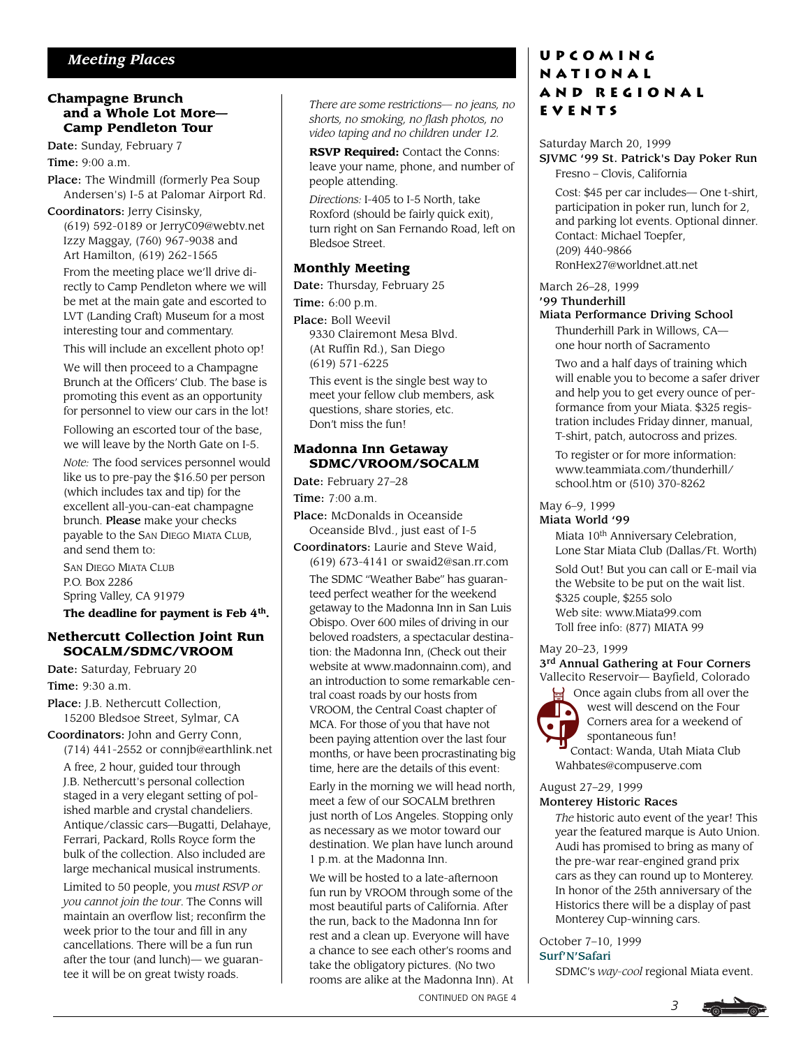## Meeting Places

### Champagne Brunch and a Whole Lot More— Camp Pendleton Tour

**Date:** Sunday, February 7

**Time:** 9:00 a.m.

**Place:** The Windmill (formerly Pea Soup Andersen's) I-5 at Palomar Airport Rd.

**Coordinators:** Jerry Cisinsky, (619) 592-0189 or JerryC09@webtv.net Izzy Maggay, (760) 967-9038 and Art Hamilton, (619) 262-1565

From the meeting place we'll drive directly to Camp Pendleton where we will be met at the main gate and escorted to LVT (Landing Craft) Museum for a most interesting tour and commentary.

This will include an excellent photo op!

We will then proceed to a Champagne Brunch at the Officers' Club. The base is promoting this event as an opportunity for personnel to view our cars in the lot!

Following an escorted tour of the base, we will leave by the North Gate on I-5.

*Note:* The food services personnel would like us to pre-pay the $16.50 per person (which includes tax and tip) for the excellent all-you-can-eat champagne brunch. **Please** make your checks payable to the SAN DIEGO MIATA CLUB, and send them to:

SAN DIEGO MIATA CLUB
P.O. Box 2286
Spring Valley, CA 91979

**The deadline for payment is Feb 4th.**

### Nethercutt Collection Joint Run SOCALM/SDMC/VROOM

**Date:** Saturday, February 20

**Time:** 9:30 a.m.

**Place:** J.B. Nethercutt Collection, 15200 Bledsoe Street, Sylmar, CA

**Coordinators:** John and Gerry Conn, (714) 441-2552 or connjb@earthlink.net

A free, 2 hour, guided tour through J.B. Nethercutt's personal collection staged in a very elegant setting of polished marble and crystal chandeliers. Antique/classic cars—Bugatti, Delahaye, Ferrari, Packard, Rolls Royce form the bulk of the collection. Also included are large mechanical musical instruments.

Limited to 50 people, you *must RSVP or you cannot join the tour*. The Conns will maintain an overflow list; reconfirm the week prior to the tour and fill in any cancellations. There will be a fun run after the tour (and lunch)— we guarantee it will be on great twisty roads.

*There are some restrictions— no jeans, no shorts, no smoking, no flash photos, no video taping and no children under 12.*

**RSVP Required:** Contact the Conns: leave your name, phone, and number of people attending.

*Directions:* I-405 to I-5 North, take Roxford (should be fairly quick exit), turn right on San Fernando Road, left on Bledsoe Street.

### Monthly Meeting

**Date:** Thursday, February 25

**Time:** 6:00 p.m.

**Place:** Boll Weevil
9330 Clairemont Mesa Blvd.
(At Ruffin Rd.), San Diego
(619) 571-6225

This event is the single best way to meet your fellow club members, ask questions, share stories, etc. Don't miss the fun!

### Madonna Inn Getaway SDMC/VROOM/SOCALM

**Date:** February 27–28

**Time:** 7:00 a.m.

**Place:** McDonalds in Oceanside Oceanside Blvd., just east of I-5

**Coordinators:** Laurie and Steve Waid, (619) 673-4141 or swaid2@san.rr.com

The SDMC "Weather Babe" has guaranteed perfect weather for the weekend getaway to the Madonna Inn in San Luis Obispo. Over 600 miles of driving in our beloved roadsters, a spectacular destination: the Madonna Inn, (Check out their website at www.madonnainn.com), and an introduction to some remarkable central coast roads by our hosts from VROOM, the Central Coast chapter of MCA. For those of you that have not been paying attention over the last four months, or have been procrastinating big time, here are the details of this event:

Early in the morning we will head north, meet a few of our SOCALM brethren just north of Los Angeles. Stopping only as necessary as we motor toward our destination. We plan have lunch around 1 p.m. at the Madonna Inn.

We will be hosted to a late-afternoon fun run by VROOM through some of the most beautiful parts of California. After the run, back to the Madonna Inn for rest and a clean up. Everyone will have a chance to see each other's rooms and take the obligatory pictures. (No two rooms are alike at the Madonna Inn). At

CONTINUED ON PAGE 4

## Upcoming National and Regional Events

Saturday March 20, 1999
**SJVMC '99 St. Patrick's Day Poker Run**
Fresno – Clovis, California

Cost: $45 per car includes— One t-shirt, participation in poker run, lunch for 2, and parking lot events. Optional dinner. Contact: Michael Toepfer, (209) 440-9866 RonHex27@worldnet.att.net

March 26–28, 1999
**'99 Thunderhill Miata Performance Driving School**
Thunderhill Park in Willows, CA— one hour north of Sacramento

Two and a half days of training which will enable you to become a safer driver and help you to get every ounce of performance from your Miata. $325 registration includes Friday dinner, manual, T-shirt, patch, autocross and prizes.

To register or for more information: www.teammiata.com/thunderhill/school.htm or (510) 370-8262

May 6–9, 1999
**Miata World '99**
Miata 10th Anniversary Celebration, Lone Star Miata Club (Dallas/Ft. Worth)

Sold Out! But you can call or E-mail via the Website to be put on the wait list. $325 couple, $255 solo
Web site: www.Miata99.com
Toll free info: (877) MIATA 99

May 20–23, 1999
**3rd Annual Gathering at Four Corners**
Vallecito Reservoir— Bayfield, Colorado

Once again clubs from all over the west will descend on the Four Corners area for a weekend of spontaneous fun!
Contact: Wanda, Utah Miata Club Wahbates@compuserve.com

August 27–29, 1999
**Monterey Historic Races**

*The* historic auto event of the year! This year the featured marque is Auto Union. Audi has promised to bring as many of the pre-war rear-engined grand prix cars as they can round up to Monterey. In honor of the 25th anniversary of the Historics there will be a display of past Monterey Cup-winning cars.

October 7–10, 1999
**Surf'N'Safari**
SDMC's *way-cool* regional Miata event.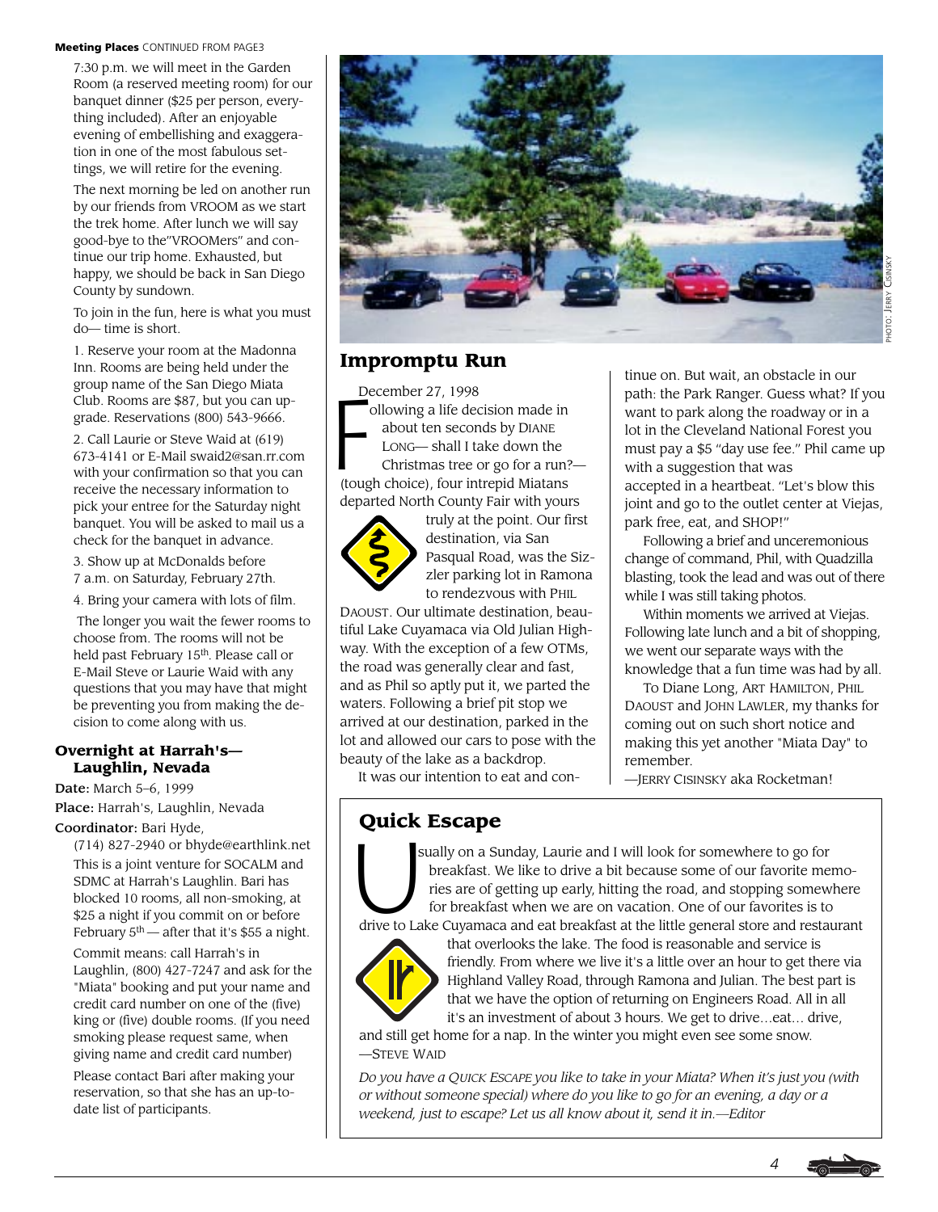**Meeting Places** CONTINUED FROM PAGE3

7:30 p.m. we will meet in the Garden Room (a reserved meeting room) for our banquet dinner ($25 per person, everything included). After an enjoyable evening of embellishing and exaggeration in one of the most fabulous settings, we will retire for the evening.

The next morning be led on another run by our friends from VROOM as we start the trek home. After lunch we will say good-bye to the"VROOMers" and continue our trip home. Exhausted, but happy, we should be back in San Diego County by sundown.

To join in the fun, here is what you must do— time is short.

1. Reserve your room at the Madonna Inn. Rooms are being held under the group name of the San Diego Miata Club. Rooms are $87, but you can upgrade. Reservations (800) 543-9666.

2. Call Laurie or Steve Waid at (619) 673-4141 or E-Mail swaid2@san.rr.com with your confirmation so that you can receive the necessary information to pick your entree for the Saturday night banquet. You will be asked to mail us a check for the banquet in advance.

3. Show up at McDonalds before 7 a.m. on Saturday, February 27th.

4. Bring your camera with lots of film.

The longer you wait the fewer rooms to choose from. The rooms will not be held past February 15th. Please call or E-Mail Steve or Laurie Waid with any questions that you may have that might be preventing you from making the decision to come along with us.

### Overnight at Harrah's—Laughlin, Nevada

**Date:** March 5–6, 1999

**Place:** Harrah's, Laughlin, Nevada

**Coordinator:** Bari Hyde, (714) 827-2940 or bhyde@earthlink.net

This is a joint venture for SOCALM and SDMC at Harrah's Laughlin. Bari has blocked 10 rooms, all non-smoking, at $25 a night if you commit on or before February 5th — after that it's $55 a night.

Commit means: call Harrah's in Laughlin, (800) 427-7247 and ask for the "Miata" booking and put your name and credit card number on one of the (five) king or (five) double rooms. (If you need smoking please request same, when giving name and credit card number)

Please contact Bari after making your reservation, so that she has an up-to-date list of participants.

PHOTO: JERRY CISINSKY

## Impromptu Run

December 27, 1998

Following a life decision made in about ten seconds by DIANE LONG— shall I take down the Christmas tree or go for a run?— (tough choice), four intrepid Miatans departed North County Fair with yours truly at the point. Our first destination, via San Pasqual Road, was the Sizzler parking lot in Ramona to rendezvous with PHIL DAOUST. Our ultimate destination, beautiful Lake Cuyamaca via Old Julian Highway. With the exception of a few OTMs, the road was generally clear and fast, and as Phil so aptly put it, we parted the waters. Following a brief pit stop we arrived at our destination, parked in the lot and allowed our cars to pose with the beauty of the lake as a backdrop.

It was our intention to eat and continue on. But wait, an obstacle in our path: the Park Ranger. Guess what? If you want to park along the roadway or in a lot in the Cleveland National Forest you must pay a $5 "day use fee." Phil came up with a suggestion that was accepted in a heartbeat. "Let's blow this joint and go to the outlet center at Viejas, park free, eat, and SHOP!"

Following a brief and unceremonious change of command, Phil, with Quadzilla blasting, took the lead and was out of there while I was still taking photos.

Within moments we arrived at Viejas. Following late lunch and a bit of shopping, we went our separate ways with the knowledge that a fun time was had by all.

To Diane Long, ART HAMILTON, PHIL DAOUST and JOHN LAWLER, my thanks for coming out on such short notice and making this yet another "Miata Day" to remember.

—JERRY CISINSKY aka Rocketman!

## Quick Escape

Usually on a Sunday, Laurie and I will look for somewhere to go for breakfast. We like to drive a bit because some of our favorite memories are of getting up early, hitting the road, and stopping somewhere for breakfast when we are on vacation. One of our favorites is to drive to Lake Cuyamaca and eat breakfast at the little general store and restaurant that overlooks the lake. The food is reasonable and service is friendly. From where we live it's a little over an hour to get there via Highland Valley Road, through Ramona and Julian. The best part is that we have the option of returning on Engineers Road. All in all it's an investment of about 3 hours. We get to drive…eat… drive, and still get home for a nap. In the winter you might even see some snow.

—STEVE WAID

*Do you have a QUICK ESCAPE you like to take in your Miata? When it's just you (with or without someone special) where do you like to go for an evening, a day or a weekend, just to escape? Let us all know about it, send it in.—Editor*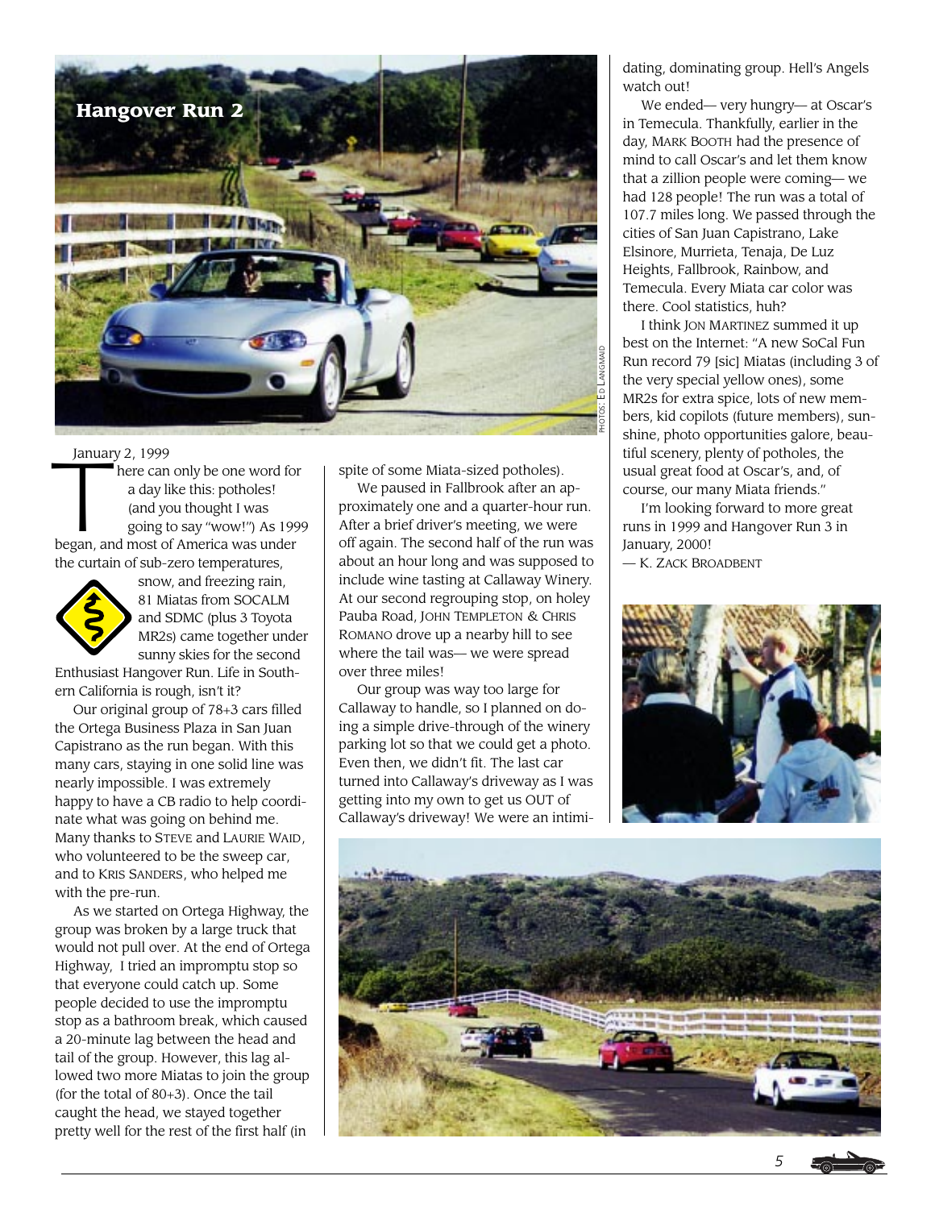# Hangover Run 2

PHOTOS: ED LANGMAID

January 2, 1999

There can only be one word for a day like this: potholes! (and you thought I was going to say "wow!") As 1999 began, and most of America was under the curtain of sub-zero temperatures, snow, and freezing rain, 81 Miatas from SOCALM and SDMC (plus 3 Toyota MR2s) came together under sunny skies for the second Enthusiast Hangover Run. Life in Southern California is rough, isn't it?

Our original group of 78+3 cars filled the Ortega Business Plaza in San Juan Capistrano as the run began. With this many cars, staying in one solid line was nearly impossible. I was extremely happy to have a CB radio to help coordinate what was going on behind me. Many thanks to STEVE and LAURIE WAID, who volunteered to be the sweep car, and to KRIS SANDERS, who helped me with the pre-run.

As we started on Ortega Highway, the group was broken by a large truck that would not pull over. At the end of Ortega Highway, I tried an impromptu stop so that everyone could catch up. Some people decided to use the impromptu stop as a bathroom break, which caused a 20-minute lag between the head and tail of the group. However, this lag allowed two more Miatas to join the group (for the total of 80+3). Once the tail caught the head, we stayed together pretty well for the rest of the first half (in spite of some Miata-sized potholes).

We paused in Fallbrook after an approximately one and a quarter-hour run. After a brief driver's meeting, we were off again. The second half of the run was about an hour long and was supposed to include wine tasting at Callaway Winery. At our second regrouping stop, on holey Pauba Road, JOHN TEMPLETON & CHRIS ROMANO drove up a nearby hill to see where the tail was— we were spread over three miles!

Our group was way too large for Callaway to handle, so I planned on doing a simple drive-through of the winery parking lot so that we could get a photo. Even then, we didn't fit. The last car turned into Callaway's driveway as I was getting into my own to get us OUT of Callaway's driveway! We were an intimidating, dominating group. Hell's Angels watch out!

We ended— very hungry— at Oscar's in Temecula. Thankfully, earlier in the day, MARK BOOTH had the presence of mind to call Oscar's and let them know that a zillion people were coming— we had 128 people! The run was a total of 107.7 miles long. We passed through the cities of San Juan Capistrano, Lake Elsinore, Murrieta, Tenaja, De Luz Heights, Fallbrook, Rainbow, and Temecula. Every Miata car color was there. Cool statistics, huh?

I think JON MARTINEZ summed it up best on the Internet: "A new SoCal Fun Run record 79 [sic] Miatas (including 3 of the very special yellow ones), some MR2s for extra spice, lots of new members, kid copilots (future members), sunshine, photo opportunities galore, beautiful scenery, plenty of potholes, the usual great food at Oscar's, and, of course, our many Miata friends."

I'm looking forward to more great runs in 1999 and Hangover Run 3 in January, 2000!

— K. ZACK BROADBENT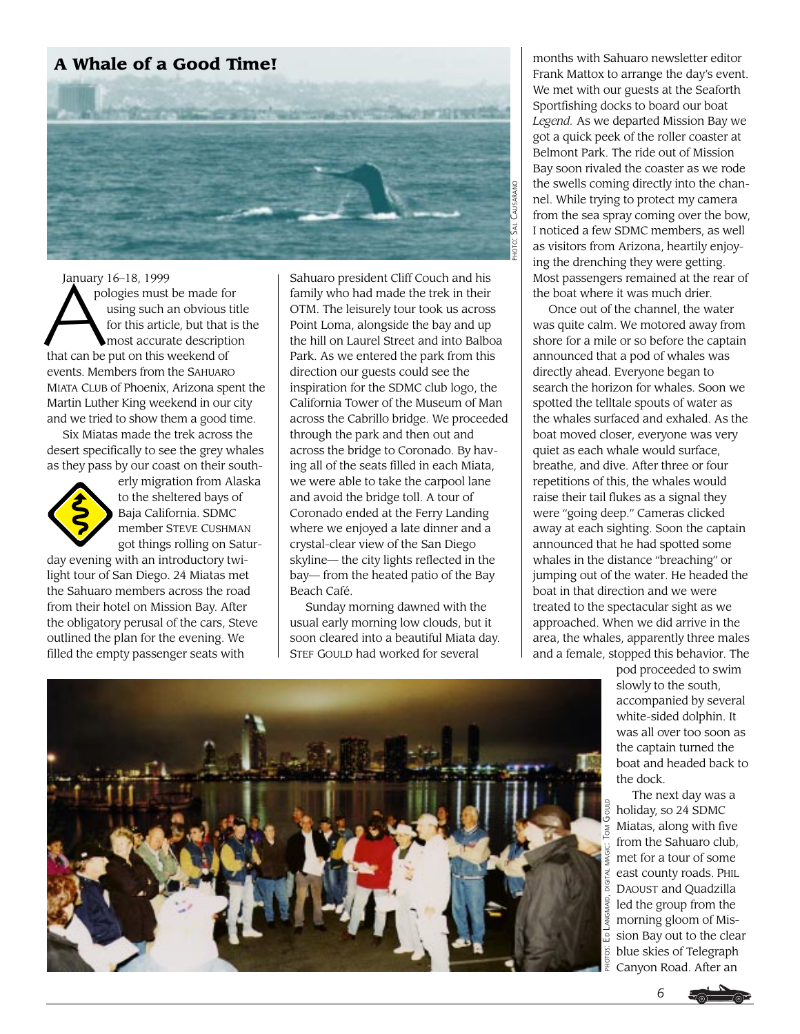## A Whale of a Good Time!

PHOTO: SAL CAUSARANO

January 16–18, 1999

Apologies must be made for using such an obvious title for this article, but that is the most accurate description that can be put on this weekend of events. Members from the SAHUARO MIATA CLUB of Phoenix, Arizona spent the Martin Luther King weekend in our city and we tried to show them a good time.

Six Miatas made the trek across the desert specifically to see the grey whales as they pass by our coast on their southerly migration from Alaska to the sheltered bays of Baja California. SDMC member STEVE CUSHMAN got things rolling on Saturday evening with an introductory twilight tour of San Diego. 24 Miatas met the Sahuaro members across the road from their hotel on Mission Bay. After the obligatory perusal of the cars, Steve outlined the plan for the evening. We filled the empty passenger seats with Sahuaro president Cliff Couch and his family who had made the trek in their OTM. The leisurely tour took us across Point Loma, alongside the bay and up the hill on Laurel Street and into Balboa Park. As we entered the park from this direction our guests could see the inspiration for the SDMC club logo, the California Tower of the Museum of Man across the Cabrillo bridge. We proceeded through the park and then out and across the bridge to Coronado. By having all of the seats filled in each Miata, we were able to take the carpool lane and avoid the bridge toll. A tour of Coronado ended at the Ferry Landing where we enjoyed a late dinner and a crystal-clear view of the San Diego skyline— the city lights reflected in the bay— from the heated patio of the Bay Beach Café.

Sunday morning dawned with the usual early morning low clouds, but it soon cleared into a beautiful Miata day. STEF GOULD had worked for several months with Sahuaro newsletter editor Frank Mattox to arrange the day's event. We met with our guests at the Seaforth Sportfishing docks to board our boat *Legend.* As we departed Mission Bay we got a quick peek of the roller coaster at Belmont Park. The ride out of Mission Bay soon rivaled the coaster as we rode the swells coming directly into the channel. While trying to protect my camera from the sea spray coming over the bow, I noticed a few SDMC members, as well as visitors from Arizona, heartily enjoying the drenching they were getting. Most passengers remained at the rear of the boat where it was much drier.

Once out of the channel, the water was quite calm. We motored away from shore for a mile or so before the captain announced that a pod of whales was directly ahead. Everyone began to search the horizon for whales. Soon we spotted the telltale spouts of water as the whales surfaced and exhaled. As the boat moved closer, everyone was very quiet as each whale would surface, breathe, and dive. After three or four repetitions of this, the whales would raise their tail flukes as a signal they were "going deep." Cameras clicked away at each sighting. Soon the captain announced that he had spotted some whales in the distance "breaching" or jumping out of the water. He headed the boat in that direction and we were treated to the spectacular sight as we approached. When we did arrive in the area, the whales, apparently three males and a female, stopped this behavior. The pod proceeded to swim slowly to the south, accompanied by several white-sided dolphin. It was all over too soon as the captain turned the boat and headed back to the dock.

PHOTOS: ED LANGMAID, DIGITAL MAGIC: TOM GOULD

The next day was a holiday, so 24 SDMC Miatas, along with five from the Sahuaro club, met for a tour of some east county roads. PHIL DAOUST and Quadzilla led the group from the morning gloom of Mission Bay out to the clear blue skies of Telegraph Canyon Road. After an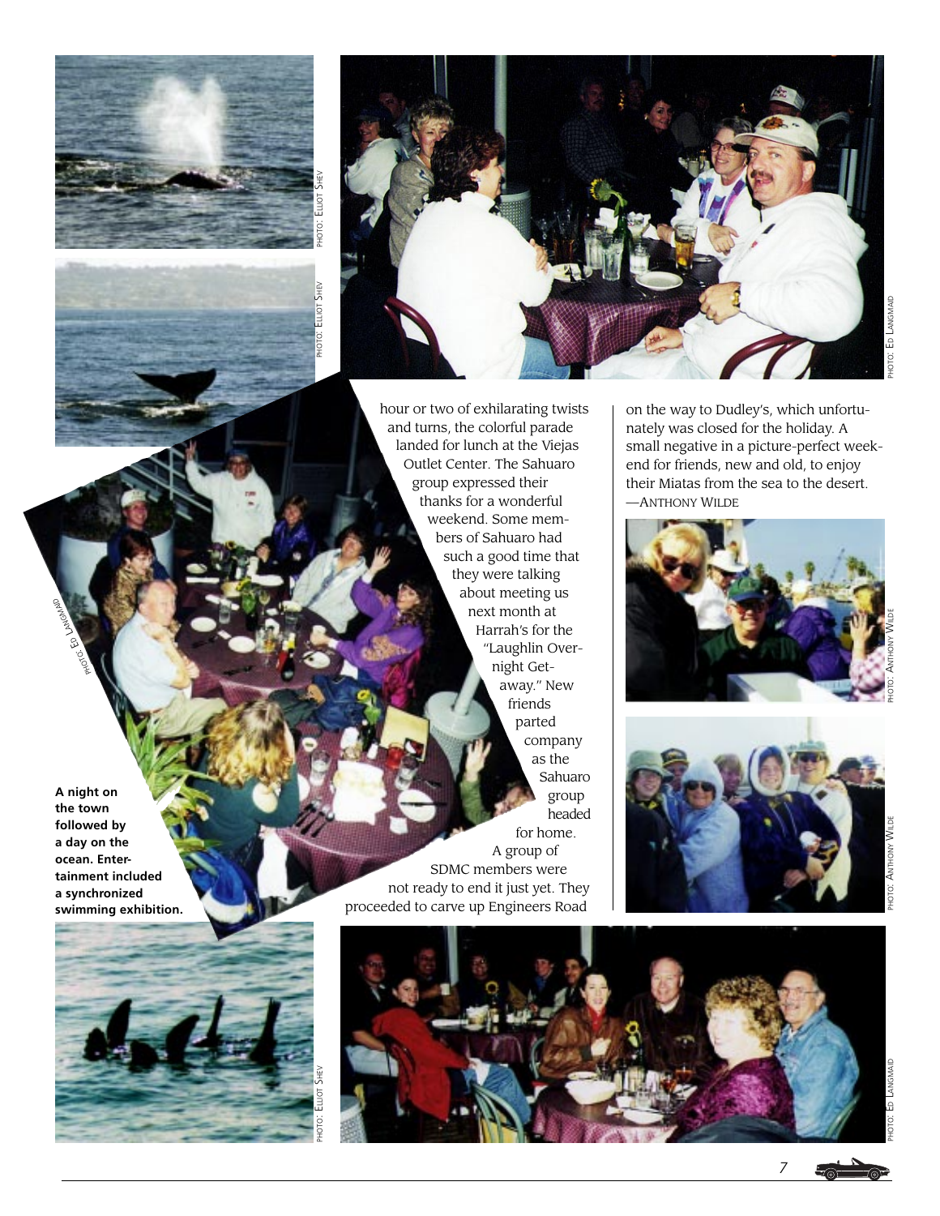hour or two of exhilarating twists and turns, the colorful parade landed for lunch at the Viejas Outlet Center. The Sahuaro group expressed their thanks for a wonderful weekend. Some members of Sahuaro had such a good time that they were talking about meeting us next month at Harrah's for the "Laughlin Overnight Getaway." New friends parted company as the Sahuaro group headed for home. A group of SDMC members were not ready to end it just yet. They proceeded to carve up Engineers Road on the way to Dudley's, which unfortunately was closed for the holiday. A small negative in a picture-perfect weekend for friends, new and old, to enjoy their Miatas from the sea to the desert. —Anthony Wilde

**A night on the town followed by a day on the ocean. Entertainment included a synchronized swimming exhibition.**

PHOTO: ELLIOT SHEV

PHOTO: ELLIOT SHEV

PHOTO: ED LANGMAID

PHOTO: ED LANGMAID

PHOTO: ANTHONY WILDE

PHOTO: ANTHONY WILDE

PHOTO: ELLIOT SHEV

PHOTO: ED LANGMAID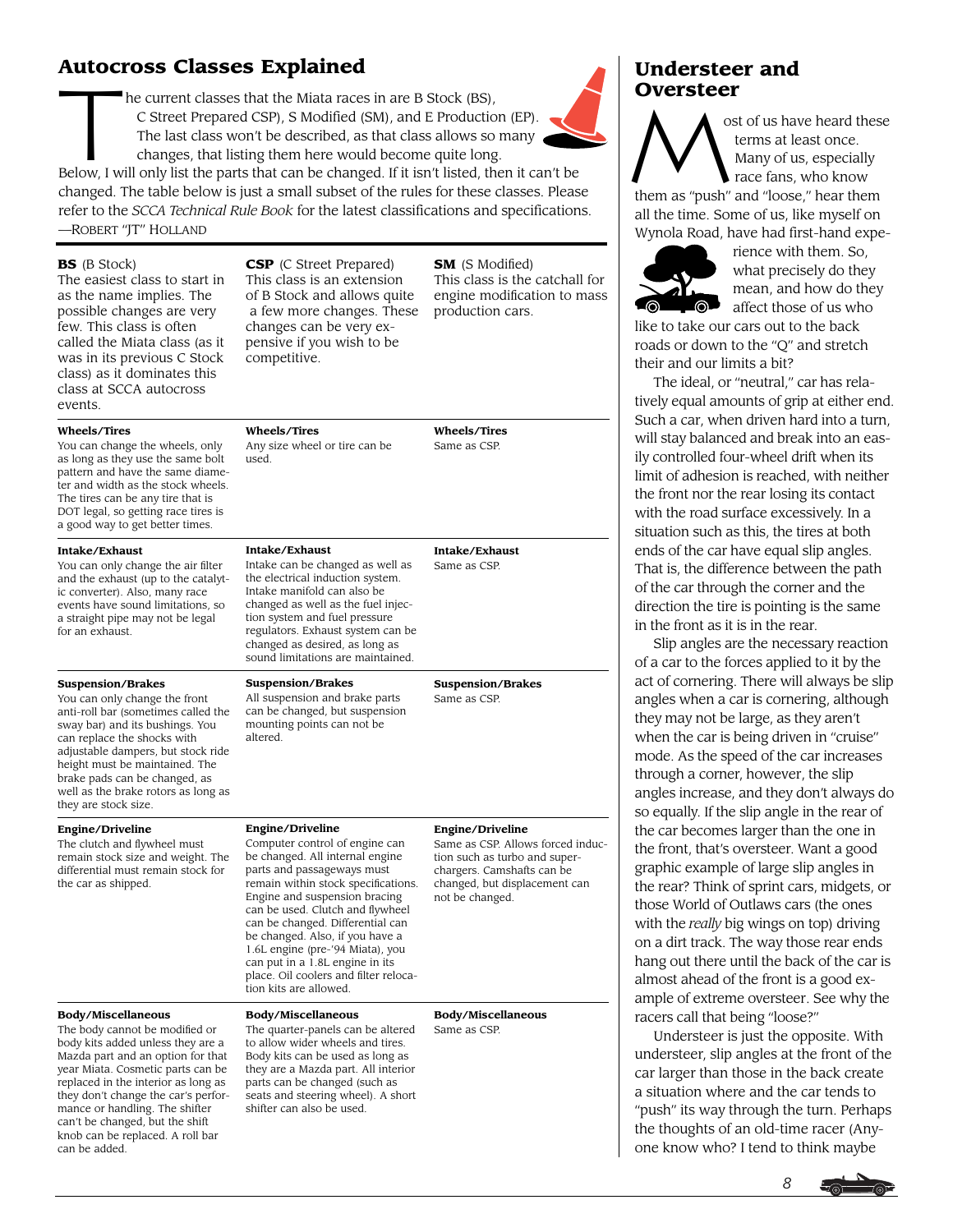## Autocross Classes Explained

The current classes that the Miata races in are B Stock (BS), C Street Prepared CSP), S Modified (SM), and E Production (EP). The last class won't be described, as that class allows so many changes, that listing them here would become quite long. Below, I will only list the parts that can be changed. If it isn't listed, then it can't be changed. The table below is just a small subset of the rules for these classes. Please refer to the *SCCA Technical Rule Book* for the latest classifications and specifications.
—Robert "JT" Holland

| **BS** (B Stock) | **CSP** (C Street Prepared) | **SM** (S Modified) |
|---|---|---|
| The easiest class to start in as the name implies. The possible changes are very few. This class is often called the Miata class (as it was in its previous C Stock class) as it dominates this class at SCCA autocross events. | This class is an extension of B Stock and allows quite a few more changes. These changes can be very expensive if you wish to be competitive. | This class is the catchall for engine modification to mass production cars. |
| **Wheels/Tires** You can change the wheels, only as long as they use the same bolt pattern and have the same diameter and width as the stock wheels. The tires can be any tire that is DOT legal, so getting race tires is a good way to get better times. | **Wheels/Tires** Any size wheel or tire can be used. | **Wheels/Tires** Same as CSP. |
| **Intake/Exhaust** You can only change the air filter and the exhaust (up to the catalytic converter). Also, many race events have sound limitations, so a straight pipe may not be legal for an exhaust. | **Intake/Exhaust** Intake can be changed as well as the electrical induction system. Intake manifold can also be changed as well as the fuel injection system and fuel pressure regulators. Exhaust system can be changed as desired, as long as sound limitations are maintained. | **Intake/Exhaust** Same as CSP. |
| **Suspension/Brakes** You can only change the front anti-roll bar (sometimes called the sway bar) and its bushings. You can replace the shocks with adjustable dampers, but stock ride height must be maintained. The brake pads can be changed, as well as the brake rotors as long as they are stock size. | **Suspension/Brakes** All suspension and brake parts can be changed, but suspension mounting points can not be altered. | **Suspension/Brakes** Same as CSP. |
| **Engine/Driveline** The clutch and flywheel must remain stock size and weight. The differential must remain stock for the car as shipped. | **Engine/Driveline** Computer control of engine can be changed. All internal engine parts and passageways must remain within stock specifications. Engine and suspension bracing can be used. Clutch and flywheel can be changed. Differential can be changed. Also, if you have a 1.6L engine (pre-'94 Miata), you can put in a 1.8L engine in its place. Oil coolers and filter relocation kits are allowed. | **Engine/Driveline** Same as CSP. Allows forced induction such as turbo and superchargers. Camshafts can be changed, but displacement can not be changed. |
| **Body/Miscellaneous** The body cannot be modified or body kits added unless they are a Mazda part and an option for that year Miata. Cosmetic parts can be replaced in the interior as long as they don't change the car's performance or handling. The shifter can't be changed, but the shift knob can be replaced. A roll bar can be added. | **Body/Miscellaneous** The quarter-panels can be altered to allow wider wheels and tires. Body kits can be used as long as they are a Mazda part. All interior parts can be changed (such as seats and steering wheel). A short shifter can also be used. | **Body/Miscellaneous** Same as CSP. |

## Understeer and Oversteer

Most of us have heard these terms at least once. Many of us, especially race fans, who know them as "push" and "loose," hear them all the time. Some of us, like myself on Wynola Road, have had first-hand experience with them. So, what precisely do they mean, and how do they affect those of us who like to take our cars out to the back roads or down to the "Q" and stretch their and our limits a bit?

The ideal, or "neutral," car has relatively equal amounts of grip at either end. Such a car, when driven hard into a turn, will stay balanced and break into an easily controlled four-wheel drift when its limit of adhesion is reached, with neither the front nor the rear losing its contact with the road surface excessively. In a situation such as this, the tires at both ends of the car have equal slip angles. That is, the difference between the path of the car through the corner and the direction the tire is pointing is the same in the front as it is in the rear.

Slip angles are the necessary reaction of a car to the forces applied to it by the act of cornering. There will always be slip angles when a car is cornering, although they may not be large, as they aren't when the car is being driven in "cruise" mode. As the speed of the car increases through a corner, however, the slip angles increase, and they don't always do so equally. If the slip angle in the rear of the car becomes larger than the one in the front, that's oversteer. Want a good graphic example of large slip angles in the rear? Think of sprint cars, midgets, or those World of Outlaws cars (the ones with the *really* big wings on top) driving on a dirt track. The way those rear ends hang out there until the back of the car is almost ahead of the front is a good example of extreme oversteer. See why the racers call that being "loose?"

Understeer is just the opposite. With understeer, slip angles at the front of the car larger than those in the back create a situation where and the car tends to "push" its way through the turn. Perhaps the thoughts of an old-time racer (Anyone know who? I tend to think maybe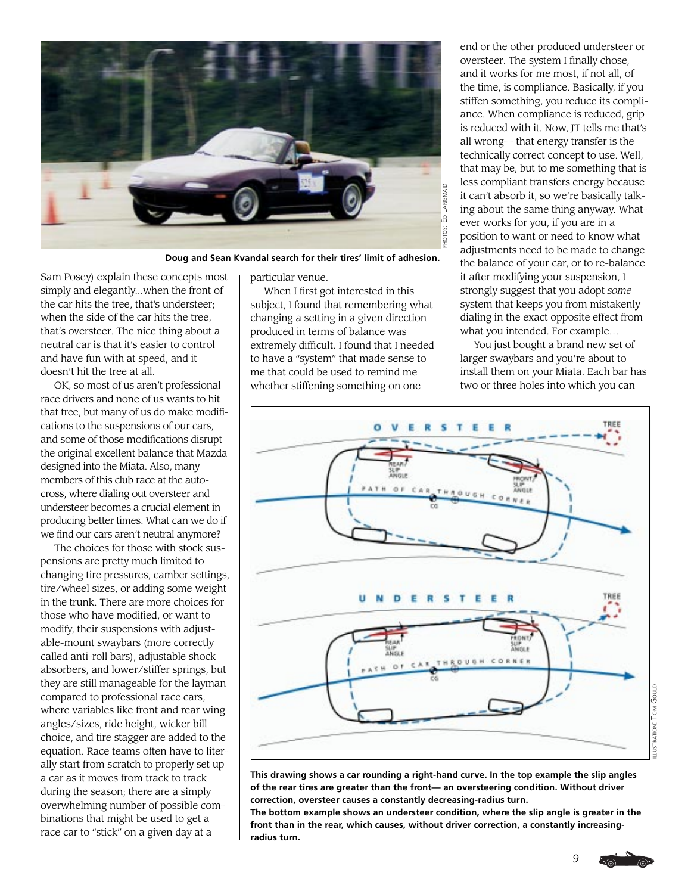Doug and Sean Kvandal search for their tires' limit of adhesion.

Sam Posey) explain these concepts most simply and elegantly...when the front of the car hits the tree, that's understeer; when the side of the car hits the tree, that's oversteer. The nice thing about a neutral car is that it's easier to control and have fun with at speed, and it doesn't hit the tree at all.

OK, so most of us aren't professional race drivers and none of us wants to hit that tree, but many of us do make modifications to the suspensions of our cars, and some of those modifications disrupt the original excellent balance that Mazda designed into the Miata. Also, many members of this club race at the autocross, where dialing out oversteer and understeer becomes a crucial element in producing better times. What can we do if we find our cars aren't neutral anymore?

The choices for those with stock suspensions are pretty much limited to changing tire pressures, camber settings, tire/wheel sizes, or adding some weight in the trunk. There are more choices for those who have modified, or want to modify, their suspensions with adjustable-mount swaybars (more correctly called anti-roll bars), adjustable shock absorbers, and lower/stiffer springs, but they are still manageable for the layman compared to professional race cars, where variables like front and rear wing angles/sizes, ride height, wicker bill choice, and tire stagger are added to the equation. Race teams often have to literally start from scratch to properly set up a car as it moves from track to track during the season; there are a simply overwhelming number of possible combinations that might be used to get a race car to "stick" on a given day at a particular venue.

When I first got interested in this subject, I found that remembering what changing a setting in a given direction produced in terms of balance was extremely difficult. I found that I needed to have a "system" that made sense to me that could be used to remind me whether stiffening something on one end or the other produced understeer or oversteer. The system I finally chose, and it works for me most, if not all, of the time, is compliance. Basically, if you stiffen something, you reduce its compliance. When compliance is reduced, grip is reduced with it. Now, JT tells me that's all wrong— that energy transfer is the technically correct concept to use. Well, that may be, but to me something that is less compliant transfers energy because it can't absorb it, so we're basically talking about the same thing anyway. Whatever works for you, if you are in a position to want or need to know what adjustments need to be made to change the balance of your car, or to re-balance it after modifying your suspension, I strongly suggest that you adopt *some* system that keeps you from mistakenly dialing in the exact opposite effect from what you intended. For example...

You just bought a brand new set of larger swaybars and you're about to install them on your Miata. Each bar has two or three holes into which you can

**This drawing shows a car rounding a right-hand curve. In the top example the slip angles of the rear tires are greater than the front— an oversteering condition. Without driver correction, oversteer causes a constantly decreasing-radius turn.**
**The bottom example shows an understeer condition, where the slip angle is greater in the front than in the rear, which causes, without driver correction, a constantly increasing-radius turn.**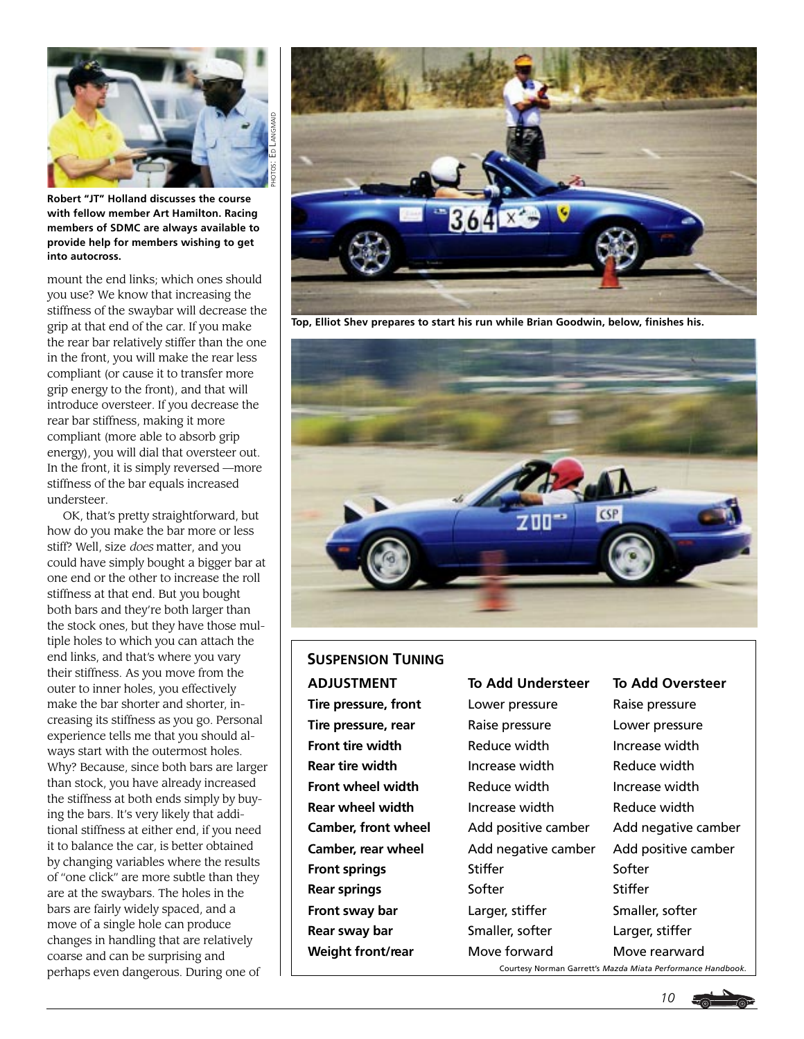Robert "JT" Holland discusses the course with fellow member Art Hamilton. Racing members of SDMC are always available to provide help for members wishing to get into autocross.

PHOTOS: ED LANGMAID

mount the end links; which ones should you use? We know that increasing the stiffness of the swaybar will decrease the grip at that end of the car. If you make the rear bar relatively stiffer than the one in the front, you will make the rear less compliant (or cause it to transfer more grip energy to the front), and that will introduce oversteer. If you decrease the rear bar stiffness, making it more compliant (more able to absorb grip energy), you will dial that oversteer out. In the front, it is simply reversed —more stiffness of the bar equals increased understeer.

OK, that's pretty straightforward, but how do you make the bar more or less stiff? Well, size *does* matter, and you could have simply bought a bigger bar at one end or the other to increase the roll stiffness at that end. But you bought both bars and they're both larger than the stock ones, but they have those multiple holes to which you can attach the end links, and that's where you vary their stiffness. As you move from the outer to inner holes, you effectively make the bar shorter and shorter, increasing its stiffness as you go. Personal experience tells me that you should always start with the outermost holes. Why? Because, since both bars are larger than stock, you have already increased the stiffness at both ends simply by buying the bars. It's very likely that additional stiffness at either end, if you need it to balance the car, is better obtained by changing variables where the results of "one click" are more subtle than they are at the swaybars. The holes in the bars are fairly widely spaced, and a move of a single hole can produce changes in handling that are relatively coarse and can be surprising and perhaps even dangerous. During one of

Top, Elliot Shev prepares to start his run while Brian Goodwin, below, finishes his.

## Suspension Tuning

| ADJUSTMENT | To Add Understeer | To Add Oversteer |
|---|---|---|
| Tire pressure, front | Lower pressure | Raise pressure |
| Tire pressure, rear | Raise pressure | Lower pressure |
| Front tire width | Reduce width | Increase width |
| Rear tire width | Increase width | Reduce width |
| Front wheel width | Reduce width | Increase width |
| Rear wheel width | Increase width | Reduce width |
| Camber, front wheel | Add positive camber | Add negative camber |
| Camber, rear wheel | Add negative camber | Add positive camber |
| Front springs | Stiffer | Softer |
| Rear springs | Softer | Stiffer |
| Front sway bar | Larger, stiffer | Smaller, softer |
| Rear sway bar | Smaller, softer | Larger, stiffer |
| Weight front/rear | Move forward | Move rearward |

Courtesy Norman Garrett's *Mazda Miata Performance Handbook.*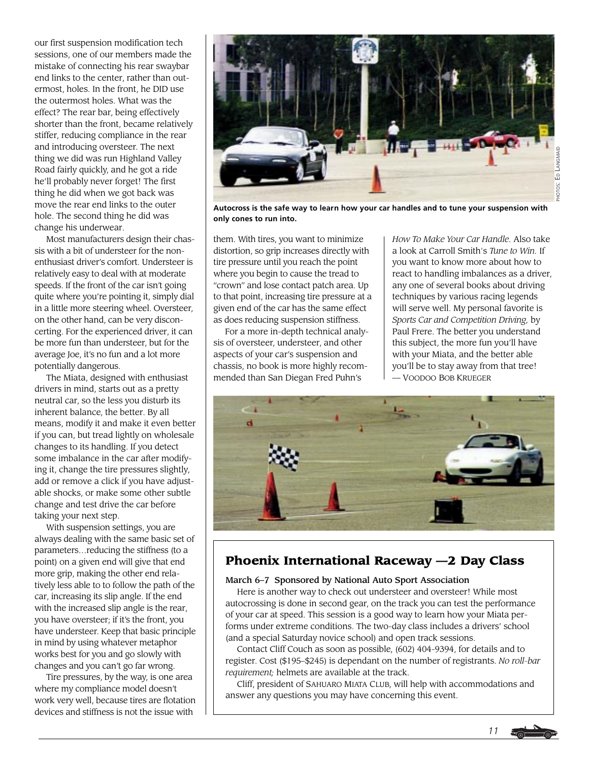our first suspension modification tech sessions, one of our members made the mistake of connecting his rear swaybar end links to the center, rather than outermost, holes. In the front, he DID use the outermost holes. What was the effect? The rear bar, being effectively shorter than the front, became relatively stiffer, reducing compliance in the rear and introducing oversteer. The next thing we did was run Highland Valley Road fairly quickly, and he got a ride he'll probably never forget! The first thing he did when we got back was move the rear end links to the outer hole. The second thing he did was change his underwear.

Most manufacturers design their chassis with a bit of understeer for the non-enthusiast driver's comfort. Understeer is relatively easy to deal with at moderate speeds. If the front of the car isn't going quite where you're pointing it, simply dial in a little more steering wheel. Oversteer, on the other hand, can be very disconcerting. For the experienced driver, it can be more fun than understeer, but for the average Joe, it's no fun and a lot more potentially dangerous.

The Miata, designed with enthusiast drivers in mind, starts out as a pretty neutral car, so the less you disturb its inherent balance, the better. By all means, modify it and make it even better if you can, but tread lightly on wholesale changes to its handling. If you detect some imbalance in the car after modifying it, change the tire pressures slightly, add or remove a click if you have adjustable shocks, or make some other subtle change and test drive the car before taking your next step.

With suspension settings, you are always dealing with the same basic set of parameters…reducing the stiffness (to a point) on a given end will give that end more grip, making the other end relatively less able to follow the path of the car, increasing its slip angle. If the end with the increased slip angle is the rear, you have oversteer; if it's the front, you have understeer. Keep that basic principle in mind by using whatever metaphor works best for you and go slowly with changes and you can't go far wrong.

Tire pressures, by the way, is one area where my compliance model doesn't work very well, because tires are flotation devices and stiffness is not the issue with them. With tires, you want to minimize distortion, so grip increases directly with tire pressure until you reach the point where you begin to cause the tread to "crown" and lose contact patch area. Up to that point, increasing tire pressure at a given end of the car has the same effect as does reducing suspension stiffness.

For a more in-depth technical analysis of oversteer, understeer, and other aspects of your car's suspension and chassis, no book is more highly recommended than San Diegan Fred Puhn's *How To Make Your Car Handle.* Also take a look at Carroll Smith's *Tune to Win.* If you want to know more about how to react to handling imbalances as a driver, any one of several books about driving techniques by various racing legends will serve well. My personal favorite is *Sports Car and Competition Driving,* by Paul Frere. The better you understand this subject, the more fun you'll have with your Miata, and the better able you'll be to stay away from that tree!
— Voodoo Bob Krueger

**Autocross is the safe way to learn how your car handles and to tune your suspension with only cones to run into.**

Photos: Ed Langmaid

## Phoenix International Raceway —2 Day Class

**March 6–7 Sponsored by National Auto Sport Association**

Here is another way to check out understeer and oversteer! While most autocrossing is done in second gear, on the track you can test the performance of your car at speed. This session is a good way to learn how your Miata performs under extreme conditions. The two-day class includes a drivers' school (and a special Saturday novice school) and open track sessions.

Contact Cliff Couch as soon as possible, (602) 404-9394, for details and to register. Cost ($195–$245) is dependant on the number of registrants. *No roll-bar requirement;* helmets are available at the track.

Cliff, president of Sahuaro Miata Club, will help with accommodations and answer any questions you may have concerning this event.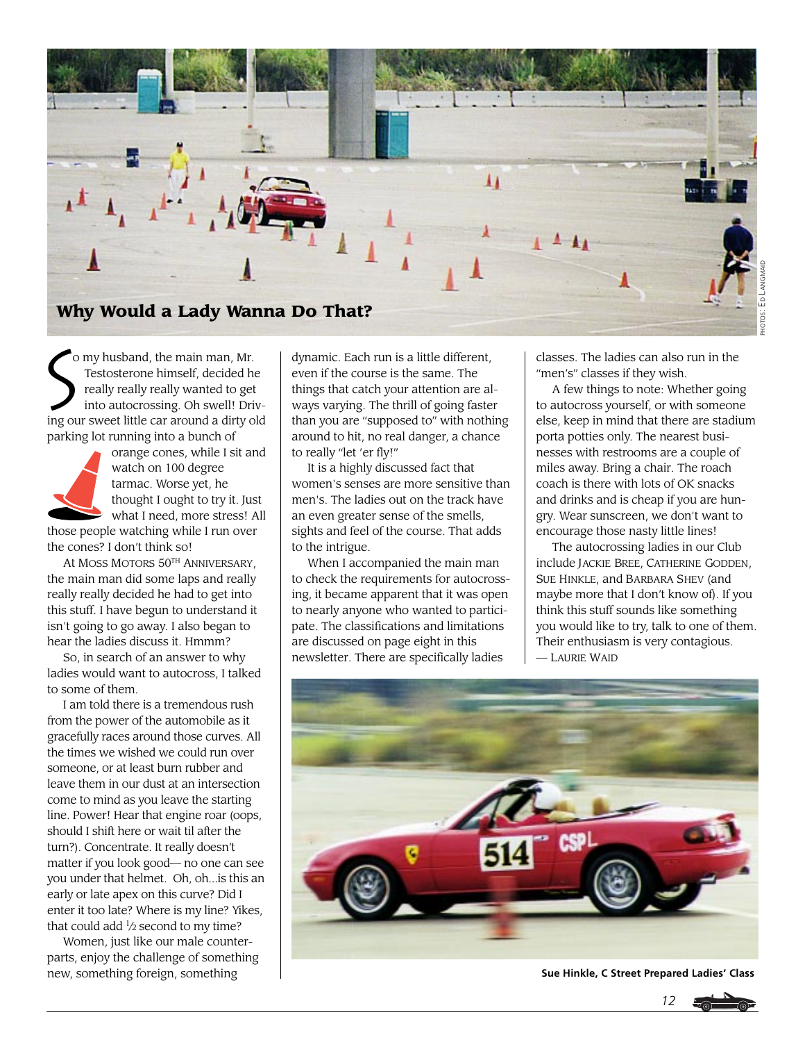## Why Would a Lady Wanna Do That?

PHOTOS: ED LANGMAID

So my husband, the main man, Mr. Testosterone himself, decided he really really really wanted to get into autocrossing. Oh swell! Driving our sweet little car around a dirty old parking lot running into a bunch of orange cones, while I sit and watch on 100 degree tarmac. Worse yet, he thought I ought to try it. Just what I need, more stress! All those people watching while I run over the cones? I don't think so!

At MOSS MOTORS 50TH ANNIVERSARY, the main man did some laps and really really really decided he had to get into this stuff. I have begun to understand it isn't going to go away. I also began to hear the ladies discuss it. Hmmm?

So, in search of an answer to why ladies would want to autocross, I talked to some of them.

I am told there is a tremendous rush from the power of the automobile as it gracefully races around those curves. All the times we wished we could run over someone, or at least burn rubber and leave them in our dust at an intersection come to mind as you leave the starting line. Power! Hear that engine roar (oops, should I shift here or wait til after the turn?). Concentrate. It really doesn't matter if you look good— no one can see you under that helmet. Oh, oh...is this an early or late apex on this curve? Did I enter it too late? Where is my line? Yikes, that could add ½ second to my time?

Women, just like our male counterparts, enjoy the challenge of something new, something foreign, something dynamic. Each run is a little different, even if the course is the same. The things that catch your attention are always varying. The thrill of going faster than you are "supposed to" with nothing around to hit, no real danger, a chance to really "let 'er fly!"

It is a highly discussed fact that women's senses are more sensitive than men's. The ladies out on the track have an even greater sense of the smells, sights and feel of the course. That adds to the intrigue.

When I accompanied the main man to check the requirements for autocrossing, it became apparent that it was open to nearly anyone who wanted to participate. The classifications and limitations are discussed on page eight in this newsletter. There are specifically ladies classes. The ladies can also run in the "men's" classes if they wish.

A few things to note: Whether going to autocross yourself, or with someone else, keep in mind that there are stadium porta potties only. The nearest businesses with restrooms are a couple of miles away. Bring a chair. The roach coach is there with lots of OK snacks and drinks and is cheap if you are hungry. Wear sunscreen, we don't want to encourage those nasty little lines!

The autocrossing ladies in our Club include JACKIE BREE, CATHERINE GODDEN, SUE HINKLE, and BARBARA SHEV (and maybe more that I don't know of). If you think this stuff sounds like something you would like to try, talk to one of them. Their enthusiasm is very contagious.
— LAURIE WAID

**Sue Hinkle, C Street Prepared Ladies' Class**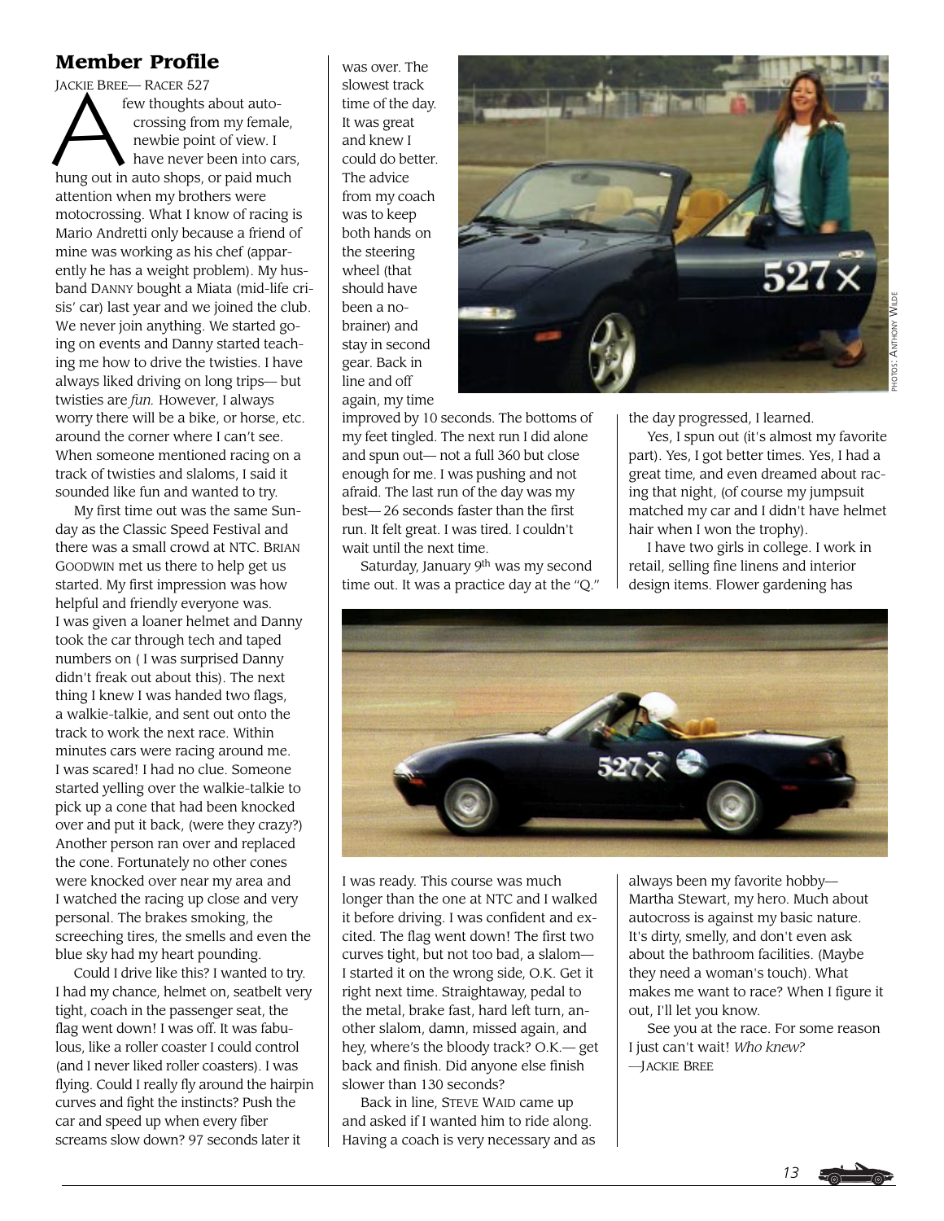## Member Profile

Jackie Bree— Racer 527

A few thoughts about autocrossing from my female, newbie point of view. I have never been into cars, hung out in auto shops, or paid much attention when my brothers were motocrossing. What I know of racing is Mario Andretti only because a friend of mine was working as his chef (apparently he has a weight problem). My husband Danny bought a Miata (mid-life crisis' car) last year and we joined the club. We never join anything. We started going on events and Danny started teaching me how to drive the twisties. I have always liked driving on long trips— but twisties are *fun.* However, I always worry there will be a bike, or horse, etc. around the corner where I can't see. When someone mentioned racing on a track of twisties and slaloms, I said it sounded like fun and wanted to try.

My first time out was the same Sunday as the Classic Speed Festival and there was a small crowd at NTC. Brian Goodwin met us there to help get us started. My first impression was how helpful and friendly everyone was. I was given a loaner helmet and Danny took the car through tech and taped numbers on ( I was surprised Danny didn't freak out about this). The next thing I knew I was handed two flags, a walkie-talkie, and sent out onto the track to work the next race. Within minutes cars were racing around me. I was scared! I had no clue. Someone started yelling over the walkie-talkie to pick up a cone that had been knocked over and put it back, (were they crazy?) Another person ran over and replaced the cone. Fortunately no other cones were knocked over near my area and I watched the racing up close and very personal. The brakes smoking, the screeching tires, the smells and even the blue sky had my heart pounding.

Could I drive like this? I wanted to try. I had my chance, helmet on, seatbelt very tight, coach in the passenger seat, the flag went down! I was off. It was fabulous, like a roller coaster I could control (and I never liked roller coasters). I was flying. Could I really fly around the hairpin curves and fight the instincts? Push the car and speed up when every fiber screams slow down? 97 seconds later it was over. The slowest track time of the day. It was great and knew I could do better. The advice from my coach was to keep both hands on the steering wheel (that should have been a no-brainer) and stay in second gear. Back in line and off again, my time improved by 10 seconds. The bottoms of my feet tingled. The next run I did alone and spun out— not a full 360 but close enough for me. I was pushing and not afraid. The last run of the day was my best— 26 seconds faster than the first run. It felt great. I was tired. I couldn't wait until the next time.

Photos: Anthony Wilde

Saturday, January 9th was my second time out. It was a practice day at the "Q." I was ready. This course was much longer than the one at NTC and I walked it before driving. I was confident and excited. The flag went down! The first two curves tight, but not too bad, a slalom— I started it on the wrong side, O.K. Get it right next time. Straightaway, pedal to the metal, brake fast, hard left turn, another slalom, damn, missed again, and hey, where's the bloody track? O.K.— get back and finish. Did anyone else finish slower than 130 seconds?

Back in line, Steve Waid came up and asked if I wanted him to ride along. Having a coach is very necessary and as the day progressed, I learned.

Yes, I spun out (it's almost my favorite part). Yes, I got better times. Yes, I had a great time, and even dreamed about racing that night, (of course my jumpsuit matched my car and I didn't have helmet hair when I won the trophy).

I have two girls in college. I work in retail, selling fine linens and interior design items. Flower gardening has always been my favorite hobby— Martha Stewart, my hero. Much about autocross is against my basic nature. It's dirty, smelly, and don't even ask about the bathroom facilities. (Maybe they need a woman's touch). What makes me want to race? When I figure it out, I'll let you know.

See you at the race. For some reason I just can't wait! *Who knew?*

—Jackie Bree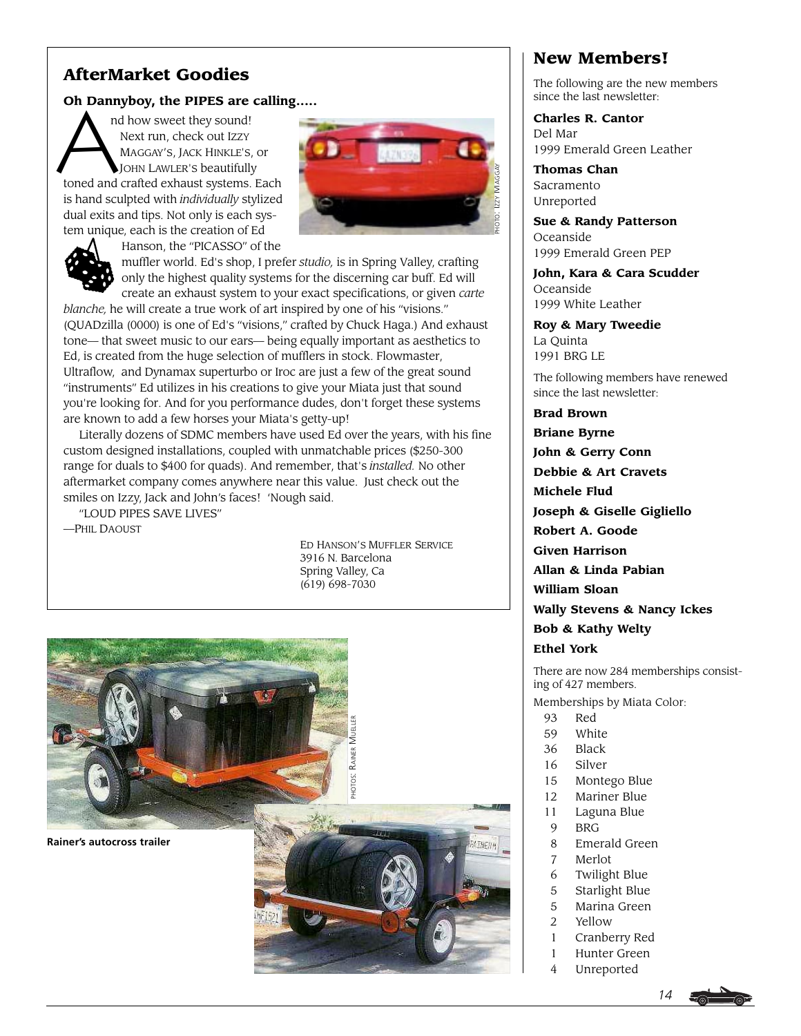## AfterMarket Goodies

### Oh Dannyboy, the PIPES are calling.....

And how sweet they sound! Next run, check out IZZY MAGGAY'S, JACK HINKLE'S, or JOHN LAWLER'S beautifully toned and crafted exhaust systems. Each is hand sculpted with *individually* stylized dual exits and tips. Not only is each system unique, each is the creation of Ed Hanson, the "PICASSO" of the muffler world. Ed's shop, I prefer *studio,* is in Spring Valley, crafting only the highest quality systems for the discerning car buff. Ed will create an exhaust system to your exact specifications, or given *carte blanche,* he will create a true work of art inspired by one of his "visions." (QUADzilla (0000) is one of Ed's "visions," crafted by Chuck Haga.) And exhaust tone— that sweet music to our ears— being equally important as aesthetics to Ed, is created from the huge selection of mufflers in stock. Flowmaster, Ultraflow, and Dynamax superturbo or Iroc are just a few of the great sound "instruments" Ed utilizes in his creations to give your Miata just that sound you're looking for. And for you performance dudes, don't forget these systems are known to add a few horses your Miata's getty-up!

Literally dozens of SDMC members have used Ed over the years, with his fine custom designed installations, coupled with unmatchable prices ($250-300 range for duals to $400 for quads). And remember, that's *installed.* No other aftermarket company comes anywhere near this value. Just check out the smiles on Izzy, Jack and John's faces! 'Nough said.

"LOUD PIPES SAVE LIVES"

—PHIL DAOUST

ED HANSON'S MUFFLER SERVICE
3916 N. Barcelona
Spring Valley, Ca
(619) 698-7030

PHOTO: IZZY MAGGAY

PHOTOS: RAINER MUELLER

**Rainer's autocross trailer**

## New Members!

The following are the new members since the last newsletter:

**Charles R. Cantor**
Del Mar
1999 Emerald Green Leather

**Thomas Chan**
Sacramento
Unreported

**Sue & Randy Patterson**
Oceanside
1999 Emerald Green PEP

**John, Kara & Cara Scudder**
Oceanside
1999 White Leather

**Roy & Mary Tweedie**
La Quinta
1991 BRG LE

The following members have renewed since the last newsletter:

**Brad Brown**
**Briane Byrne**
**John & Gerry Conn**
**Debbie & Art Cravets**
**Michele Flud**
**Joseph & Giselle Gigliello**
**Robert A. Goode**
**Given Harrison**
**Allan & Linda Pabian**
**William Sloan**
**Wally Stevens & Nancy Ickes**
**Bob & Kathy Welty**
**Ethel York**

There are now 284 memberships consisting of 427 members.

Memberships by Miata Color:

| | |
|---|---|
| 93 | Red |
| 59 | White |
| 36 | Black |
| 16 | Silver |
| 15 | Montego Blue |
| 12 | Mariner Blue |
| 11 | Laguna Blue |
| 9 | BRG |
| 8 | Emerald Green |
| 7 | Merlot |
| 6 | Twilight Blue |
| 5 | Starlight Blue |
| 5 | Marina Green |
| 2 | Yellow |
| 1 | Cranberry Red |
| 1 | Hunter Green |
| 4 | Unreported |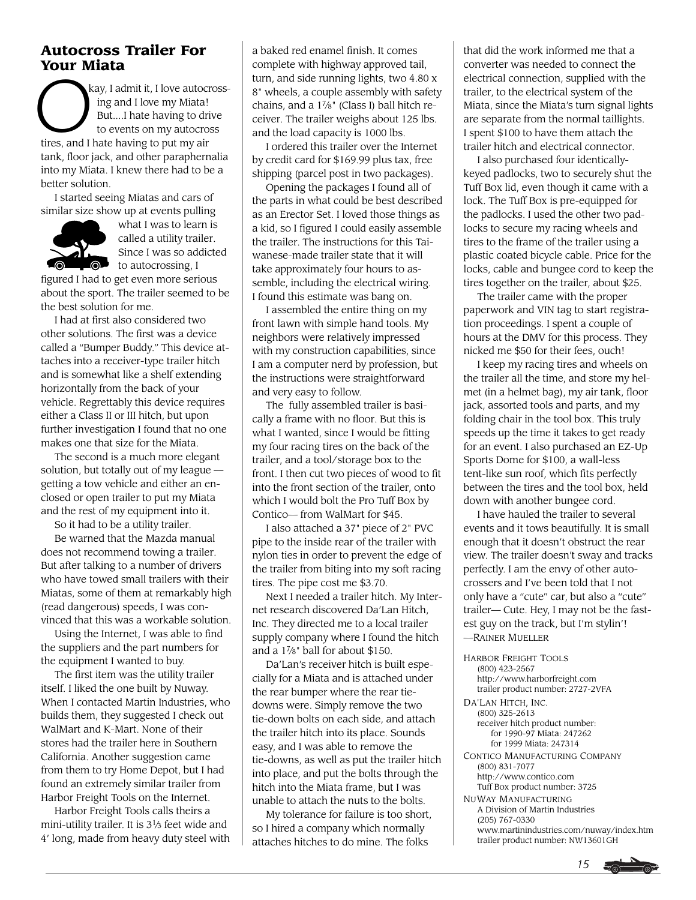## Autocross Trailer For Your Miata

Okay, I admit it, I love autocrossing and I love my Miata! But....I hate having to drive to events on my autocross tires, and I hate having to put my air tank, floor jack, and other paraphernalia into my Miata. I knew there had to be a better solution.

I started seeing Miatas and cars of similar size show up at events pulling what I was to learn is called a utility trailer. Since I was so addicted to autocrossing, I figured I had to get even more serious about the sport. The trailer seemed to be the best solution for me.

I had at first also considered two other solutions. The first was a device called a "Bumper Buddy." This device attaches into a receiver-type trailer hitch and is somewhat like a shelf extending horizontally from the back of your vehicle. Regrettably this device requires either a Class II or III hitch, but upon further investigation I found that no one makes one that size for the Miata.

The second is a much more elegant solution, but totally out of my league — getting a tow vehicle and either an enclosed or open trailer to put my Miata and the rest of my equipment into it.

So it had to be a utility trailer.

Be warned that the Mazda manual does not recommend towing a trailer. But after talking to a number of drivers who have towed small trailers with their Miatas, some of them at remarkably high (read dangerous) speeds, I was convinced that this was a workable solution.

Using the Internet, I was able to find the suppliers and the part numbers for the equipment I wanted to buy.

The first item was the utility trailer itself. I liked the one built by Nuway. When I contacted Martin Industries, who builds them, they suggested I check out WalMart and K-Mart. None of their stores had the trailer here in Southern California. Another suggestion came from them to try Home Depot, but I had found an extremely similar trailer from Harbor Freight Tools on the Internet.

Harbor Freight Tools calls theirs a mini-utility trailer. It is 3⅓ feet wide and 4' long, made from heavy duty steel with a baked red enamel finish. It comes complete with highway approved tail, turn, and side running lights, two 4.80 x 8" wheels, a couple assembly with safety chains, and a 1⅞" (Class I) ball hitch receiver. The trailer weighs about 125 lbs. and the load capacity is 1000 lbs.

I ordered this trailer over the Internet by credit card for $169.99 plus tax, free shipping (parcel post in two packages).

Opening the packages I found all of the parts in what could be best described as an Erector Set. I loved those things as a kid, so I figured I could easily assemble the trailer. The instructions for this Taiwanese-made trailer state that it will take approximately four hours to assemble, including the electrical wiring. I found this estimate was bang on.

I assembled the entire thing on my front lawn with simple hand tools. My neighbors were relatively impressed with my construction capabilities, since I am a computer nerd by profession, but the instructions were straightforward and very easy to follow.

The fully assembled trailer is basically a frame with no floor. But this is what I wanted, since I would be fitting my four racing tires on the back of the trailer, and a tool/storage box to the front. I then cut two pieces of wood to fit into the front section of the trailer, onto which I would bolt the Pro Tuff Box by Contico— from WalMart for $45.

I also attached a 37" piece of 2" PVC pipe to the inside rear of the trailer with nylon ties in order to prevent the edge of the trailer from biting into my soft racing tires. The pipe cost me $3.70.

Next I needed a trailer hitch. My Internet research discovered Da'Lan Hitch, Inc. They directed me to a local trailer supply company where I found the hitch and a 1⅞" ball for about $150.

Da'Lan's receiver hitch is built especially for a Miata and is attached under the rear bumper where the rear tie-downs were. Simply remove the two tie-down bolts on each side, and attach the trailer hitch into its place. Sounds easy, and I was able to remove the tie-downs, as well as put the trailer hitch into place, and put the bolts through the hitch into the Miata frame, but I was unable to attach the nuts to the bolts.

My tolerance for failure is too short, so I hired a company which normally attaches hitches to do mine. The folks that did the work informed me that a converter was needed to connect the electrical connection, supplied with the trailer, to the electrical system of the Miata, since the Miata's turn signal lights are separate from the normal taillights. I spent $100 to have them attach the trailer hitch and electrical connector.

I also purchased four identically-keyed padlocks, two to securely shut the Tuff Box lid, even though it came with a lock. The Tuff Box is pre-equipped for the padlocks. I used the other two padlocks to secure my racing wheels and tires to the frame of the trailer using a plastic coated bicycle cable. Price for the locks, cable and bungee cord to keep the tires together on the trailer, about $25.

The trailer came with the proper paperwork and VIN tag to start registration proceedings. I spent a couple of hours at the DMV for this process. They nicked me $50 for their fees, ouch!

I keep my racing tires and wheels on the trailer all the time, and store my helmet (in a helmet bag), my air tank, floor jack, assorted tools and parts, and my folding chair in the tool box. This truly speeds up the time it takes to get ready for an event. I also purchased an EZ-Up Sports Dome for $100, a wall-less tent-like sun roof, which fits perfectly between the tires and the tool box, held down with another bungee cord.

I have hauled the trailer to several events and it tows beautifully. It is small enough that it doesn't obstruct the rear view. The trailer doesn't sway and tracks perfectly. I am the envy of other autocrossers and I've been told that I not only have a "cute" car, but also a "cute" trailer— Cute. Hey, I may not be the fastest guy on the track, but I'm stylin'!

—Rainer Mueller

Harbor Freight Tools
(800) 423-2567
http://www.harborfreight.com
trailer product number: 2727-2VFA

Da'Lan Hitch, Inc.
(800) 325-2613
receiver hitch product number:
for 1990-97 Miata: 247262
for 1999 Miata: 247314

Contico Manufacturing Company
(800) 831-7077
http://www.contico.com
Tuff Box product number: 3725

NuWay Manufacturing
A Division of Martin Industries
(205) 767-0330
www.martinindustries.com/nuway/index.htm
trailer product number: NW13601GH